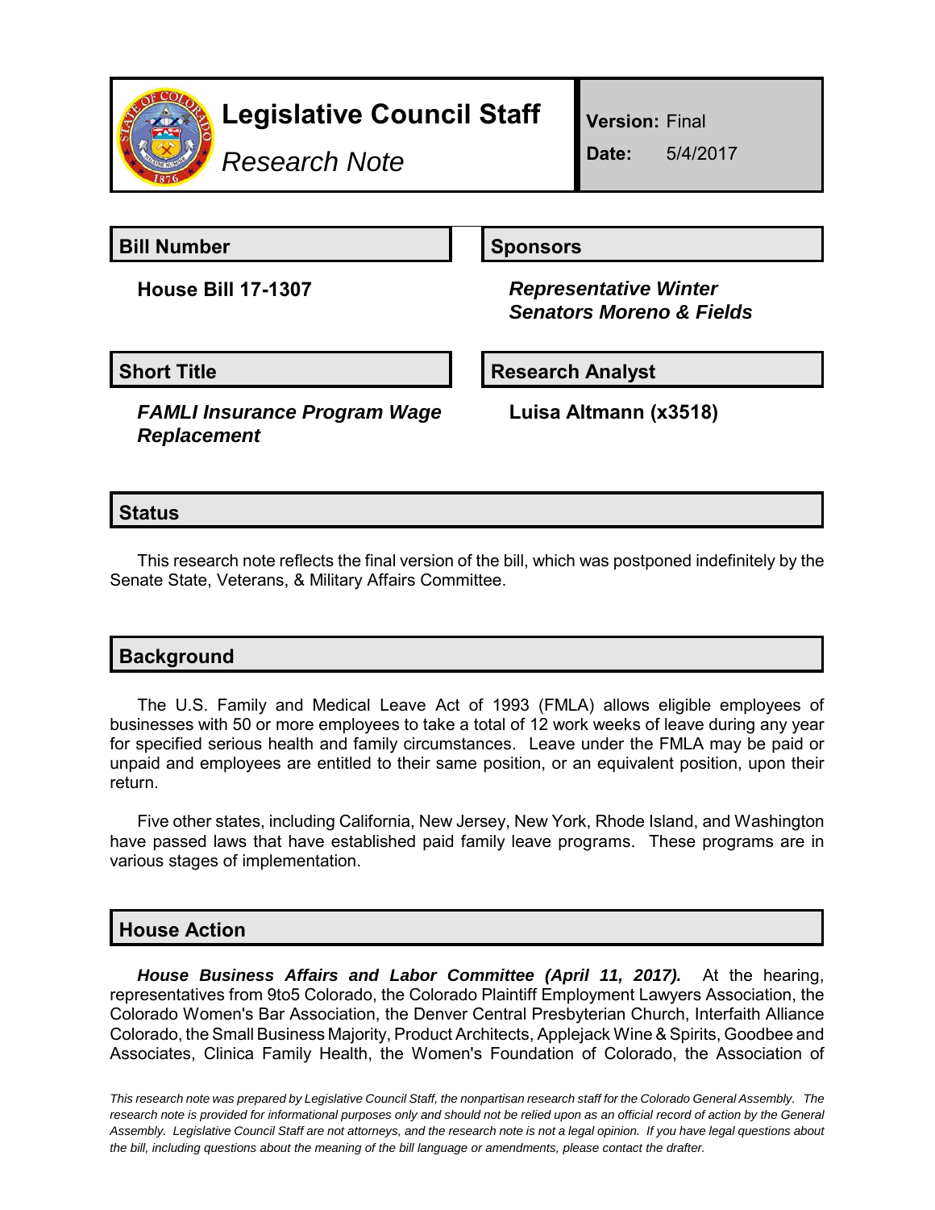# Legislative Council Staff

*Research Note*

**Version:** Final

**Date:** 5/4/2017

## Bill Number

**House Bill 17-1307**

## Sponsors

***Representative Winter***
***Senators Moreno & Fields***

## Short Title

***FAMLI Insurance Program Wage Replacement***

## Research Analyst

**Luisa Altmann (x3518)**

## Status

This research note reflects the final version of the bill, which was postponed indefinitely by the Senate State, Veterans, & Military Affairs Committee.

## Background

The U.S. Family and Medical Leave Act of 1993 (FMLA) allows eligible employees of businesses with 50 or more employees to take a total of 12 work weeks of leave during any year for specified serious health and family circumstances. Leave under the FMLA may be paid or unpaid and employees are entitled to their same position, or an equivalent position, upon their return.

Five other states, including California, New Jersey, New York, Rhode Island, and Washington have passed laws that have established paid family leave programs. These programs are in various stages of implementation.

## House Action

***House Business Affairs and Labor Committee (April 11, 2017).*** At the hearing, representatives from 9to5 Colorado, the Colorado Plaintiff Employment Lawyers Association, the Colorado Women's Bar Association, the Denver Central Presbyterian Church, Interfaith Alliance Colorado, the Small Business Majority, Product Architects, Applejack Wine & Spirits, Goodbee and Associates, Clinica Family Health, the Women's Foundation of Colorado, the Association of

*This research note was prepared by Legislative Council Staff, the nonpartisan research staff for the Colorado General Assembly. The research note is provided for informational purposes only and should not be relied upon as an official record of action by the General Assembly. Legislative Council Staff are not attorneys, and the research note is not a legal opinion. If you have legal questions about the bill, including questions about the meaning of the bill language or amendments, please contact the drafter.*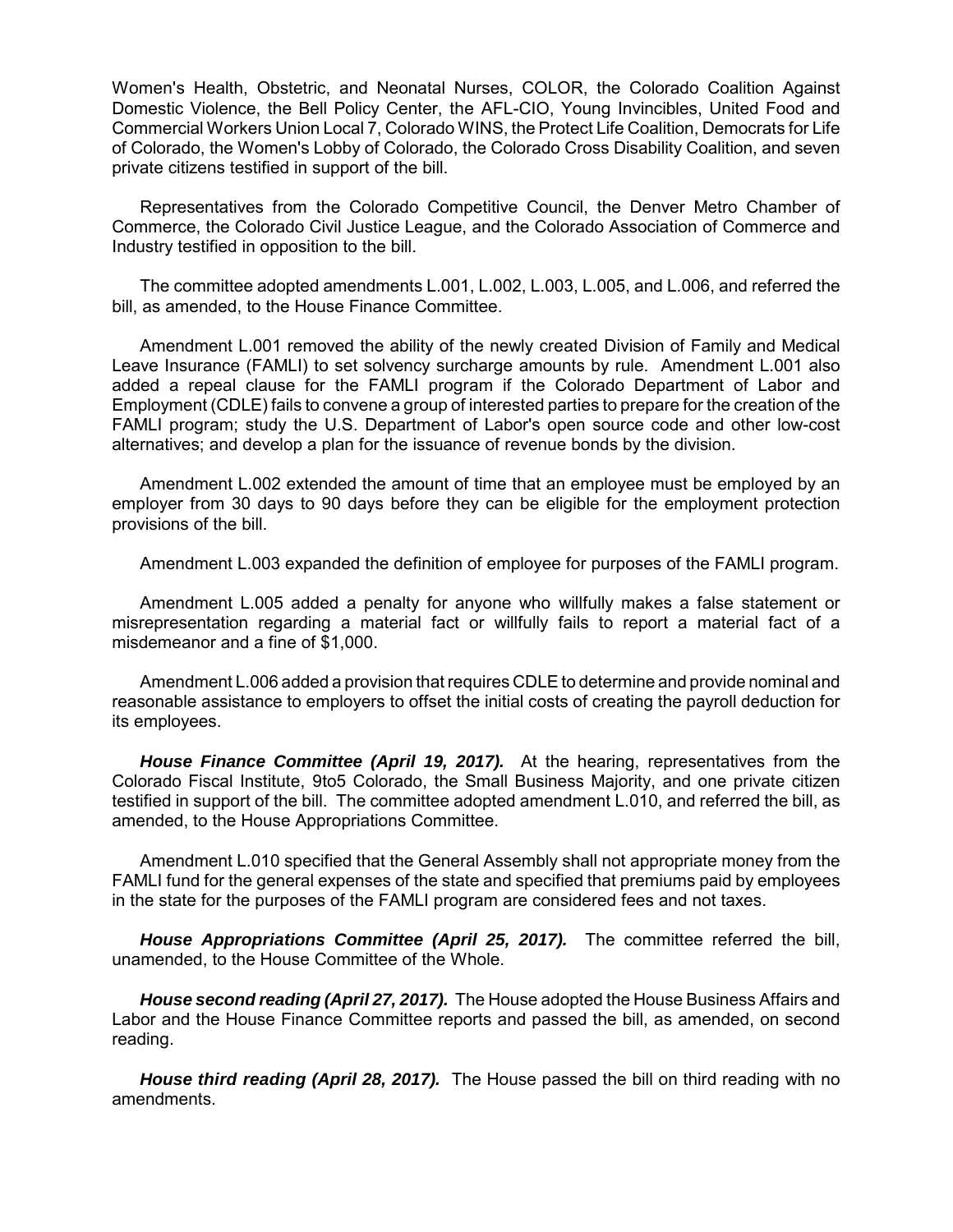Women's Health, Obstetric, and Neonatal Nurses, COLOR, the Colorado Coalition Against Domestic Violence, the Bell Policy Center, the AFL-CIO, Young Invincibles, United Food and Commercial Workers Union Local 7, Colorado WINS, the Protect Life Coalition, Democrats for Life of Colorado, the Women's Lobby of Colorado, the Colorado Cross Disability Coalition, and seven private citizens testified in support of the bill.

Representatives from the Colorado Competitive Council, the Denver Metro Chamber of Commerce, the Colorado Civil Justice League, and the Colorado Association of Commerce and Industry testified in opposition to the bill.

The committee adopted amendments L.001, L.002, L.003, L.005, and L.006, and referred the bill, as amended, to the House Finance Committee.

Amendment L.001 removed the ability of the newly created Division of Family and Medical Leave Insurance (FAMLI) to set solvency surcharge amounts by rule. Amendment L.001 also added a repeal clause for the FAMLI program if the Colorado Department of Labor and Employment (CDLE) fails to convene a group of interested parties to prepare for the creation of the FAMLI program; study the U.S. Department of Labor's open source code and other low-cost alternatives; and develop a plan for the issuance of revenue bonds by the division.

Amendment L.002 extended the amount of time that an employee must be employed by an employer from 30 days to 90 days before they can be eligible for the employment protection provisions of the bill.

Amendment L.003 expanded the definition of employee for purposes of the FAMLI program.

Amendment L.005 added a penalty for anyone who willfully makes a false statement or misrepresentation regarding a material fact or willfully fails to report a material fact of a misdemeanor and a fine of $1,000.

Amendment L.006 added a provision that requires CDLE to determine and provide nominal and reasonable assistance to employers to offset the initial costs of creating the payroll deduction for its employees.

***House Finance Committee (April 19, 2017).*** At the hearing, representatives from the Colorado Fiscal Institute, 9to5 Colorado, the Small Business Majority, and one private citizen testified in support of the bill. The committee adopted amendment L.010, and referred the bill, as amended, to the House Appropriations Committee.

Amendment L.010 specified that the General Assembly shall not appropriate money from the FAMLI fund for the general expenses of the state and specified that premiums paid by employees in the state for the purposes of the FAMLI program are considered fees and not taxes.

***House Appropriations Committee (April 25, 2017).*** The committee referred the bill, unamended, to the House Committee of the Whole.

***House second reading (April 27, 2017).*** The House adopted the House Business Affairs and Labor and the House Finance Committee reports and passed the bill, as amended, on second reading.

***House third reading (April 28, 2017).*** The House passed the bill on third reading with no amendments.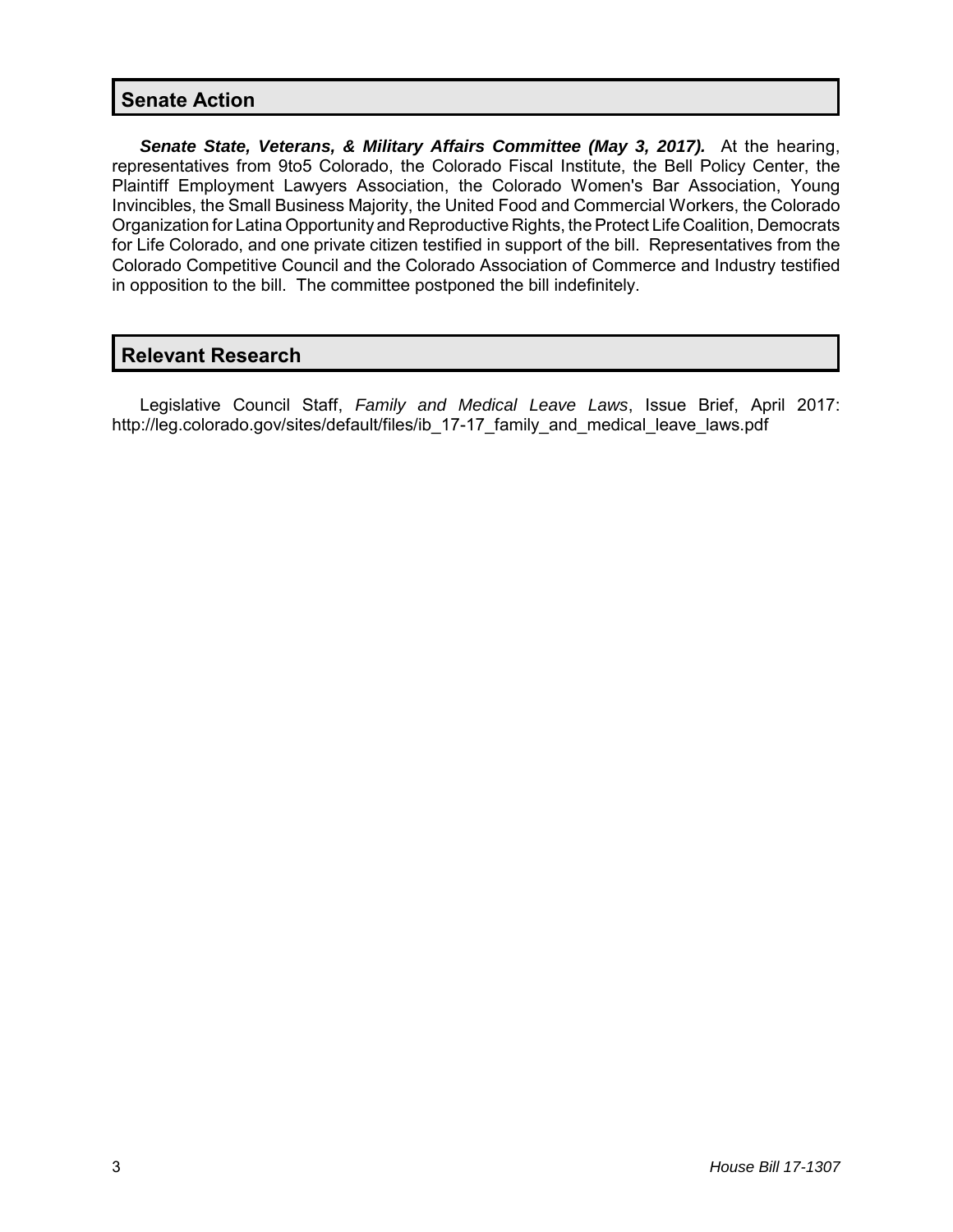## Senate Action

***Senate State, Veterans, & Military Affairs Committee (May 3, 2017).*** At the hearing, representatives from 9to5 Colorado, the Colorado Fiscal Institute, the Bell Policy Center, the Plaintiff Employment Lawyers Association, the Colorado Women's Bar Association, Young Invincibles, the Small Business Majority, the United Food and Commercial Workers, the Colorado Organization for Latina Opportunity and Reproductive Rights, the Protect Life Coalition, Democrats for Life Colorado, and one private citizen testified in support of the bill. Representatives from the Colorado Competitive Council and the Colorado Association of Commerce and Industry testified in opposition to the bill. The committee postponed the bill indefinitely.

## Relevant Research

Legislative Council Staff, *Family and Medical Leave Laws*, Issue Brief, April 2017: http://leg.colorado.gov/sites/default/files/ib_17-17_family_and_medical_leave_laws.pdf